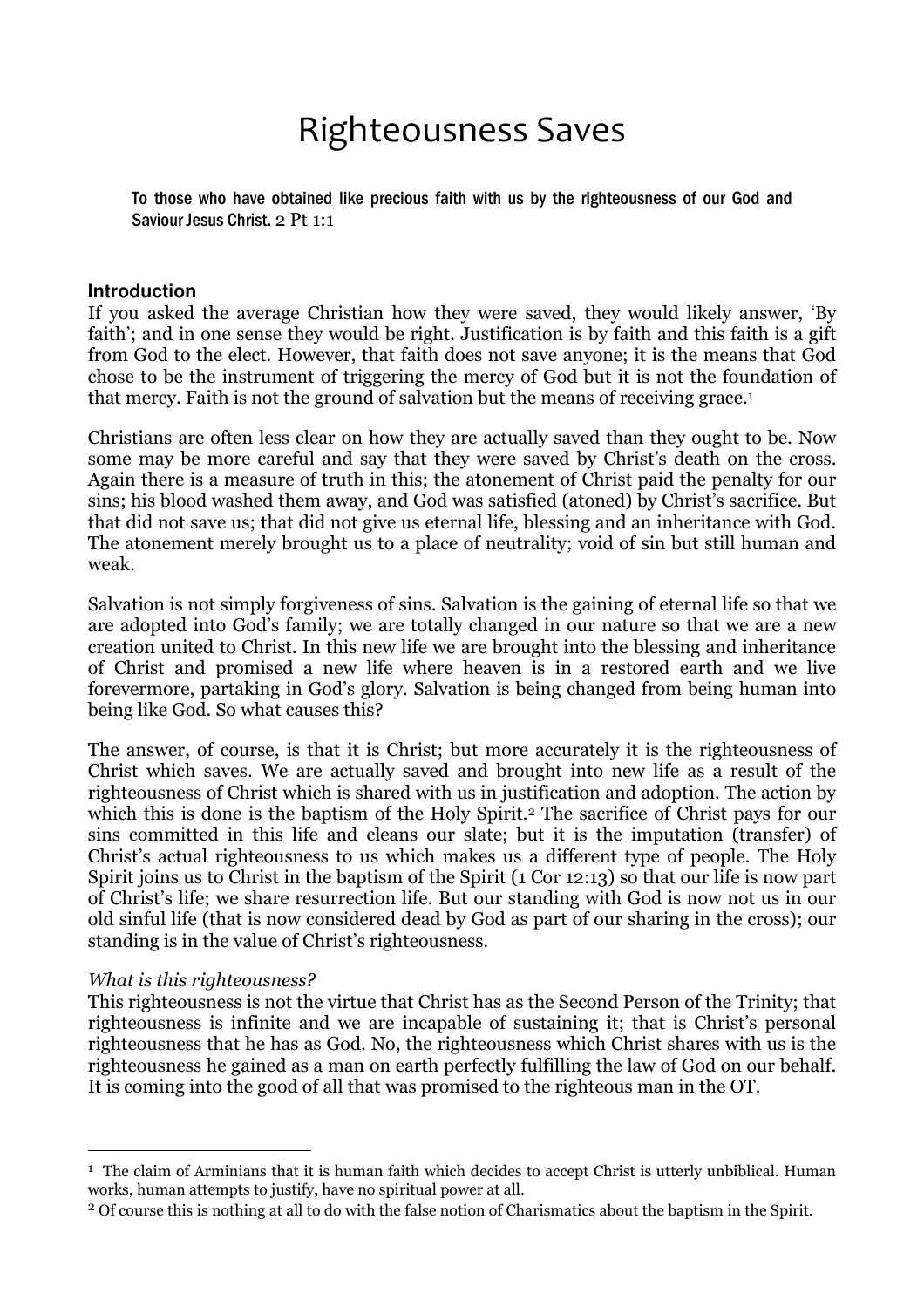# Righteousness Saves

> **To those who have obtained like precious faith with us by the righteousness of our God and Saviour Jesus Christ.** 2 Pt 1:1

## Introduction

If you asked the average Christian how they were saved, they would likely answer, 'By faith'; and in one sense they would be right. Justification is by faith and this faith is a gift from God to the elect. However, that faith does not save anyone; it is the means that God chose to be the instrument of triggering the mercy of God but it is not the foundation of that mercy. Faith is not the ground of salvation but the means of receiving grace.[1]

Christians are often less clear on how they are actually saved than they ought to be. Now some may be more careful and say that they were saved by Christ's death on the cross. Again there is a measure of truth in this; the atonement of Christ paid the penalty for our sins; his blood washed them away, and God was satisfied (atoned) by Christ's sacrifice. But that did not save us; that did not give us eternal life, blessing and an inheritance with God. The atonement merely brought us to a place of neutrality; void of sin but still human and weak.

Salvation is not simply forgiveness of sins. Salvation is the gaining of eternal life so that we are adopted into God's family; we are totally changed in our nature so that we are a new creation united to Christ. In this new life we are brought into the blessing and inheritance of Christ and promised a new life where heaven is in a restored earth and we live forevermore, partaking in God's glory. Salvation is being changed from being human into being like God. So what causes this?

The answer, of course, is that it is Christ; but more accurately it is the righteousness of Christ which saves. We are actually saved and brought into new life as a result of the righteousness of Christ which is shared with us in justification and adoption. The action by which this is done is the baptism of the Holy Spirit.[2] The sacrifice of Christ pays for our sins committed in this life and cleans our slate; but it is the imputation (transfer) of Christ's actual righteousness to us which makes us a different type of people. The Holy Spirit joins us to Christ in the baptism of the Spirit (1 Cor 12:13) so that our life is now part of Christ's life; we share resurrection life. But our standing with God is now not us in our old sinful life (that is now considered dead by God as part of our sharing in the cross); our standing is in the value of Christ's righteousness.

*What is this righteousness?*

This righteousness is not the virtue that Christ has as the Second Person of the Trinity; that righteousness is infinite and we are incapable of sustaining it; that is Christ's personal righteousness that he has as God. No, the righteousness which Christ shares with us is the righteousness he gained as a man on earth perfectly fulfilling the law of God on our behalf. It is coming into the good of all that was promised to the righteous man in the OT.

---

[1] The claim of Arminians that it is human faith which decides to accept Christ is utterly unbiblical. Human works, human attempts to justify, have no spiritual power at all.

[2] Of course this is nothing at all to do with the false notion of Charismatics about the baptism in the Spirit.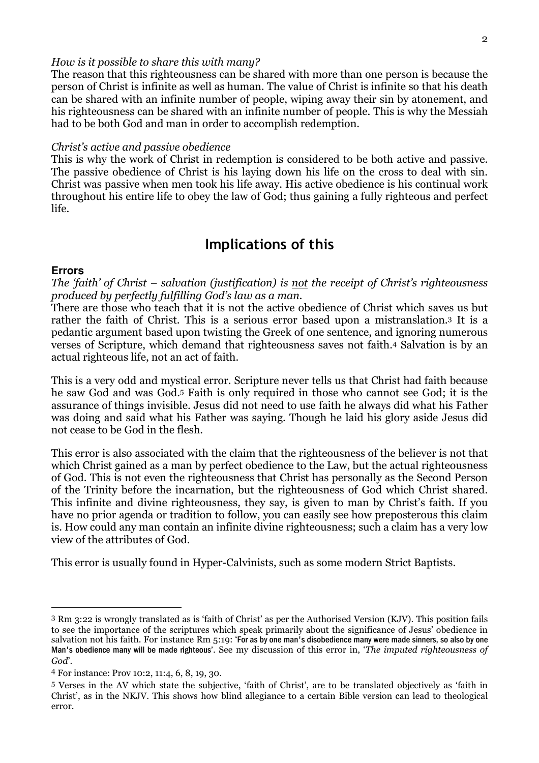*How is it possible to share this with many?*

The reason that this righteousness can be shared with more than one person is because the person of Christ is infinite as well as human. The value of Christ is infinite so that his death can be shared with an infinite number of people, wiping away their sin by atonement, and his righteousness can be shared with an infinite number of people. This is why the Messiah had to be both God and man in order to accomplish redemption.

*Christ's active and passive obedience*

This is why the work of Christ in redemption is considered to be both active and passive. The passive obedience of Christ is his laying down his life on the cross to deal with sin. Christ was passive when men took his life away. His active obedience is his continual work throughout his entire life to obey the law of God; thus gaining a fully righteous and perfect life.

## Implications of this

### Errors

*The 'faith' of Christ – salvation (justification) is <u>not</u> the receipt of Christ's righteousness produced by perfectly fulfilling God's law as a man.*

There are those who teach that it is not the active obedience of Christ which saves us but rather the faith of Christ. This is a serious error based upon a mistranslation.[3] It is a pedantic argument based upon twisting the Greek of one sentence, and ignoring numerous verses of Scripture, which demand that righteousness saves not faith.[4] Salvation is by an actual righteous life, not an act of faith.

This is a very odd and mystical error. Scripture never tells us that Christ had faith because he saw God and was God.[5] Faith is only required in those who cannot see God; it is the assurance of things invisible. Jesus did not need to use faith he always did what his Father was doing and said what his Father was saying. Though he laid his glory aside Jesus did not cease to be God in the flesh.

This error is also associated with the claim that the righteousness of the believer is not that which Christ gained as a man by perfect obedience to the Law, but the actual righteousness of God. This is not even the righteousness that Christ has personally as the Second Person of the Trinity before the incarnation, but the righteousness of God which Christ shared. This infinite and divine righteousness, they say, is given to man by Christ's faith. If you have no prior agenda or tradition to follow, you can easily see how preposterous this claim is. How could any man contain an infinite divine righteousness; such a claim has a very low view of the attributes of God.

This error is usually found in Hyper-Calvinists, such as some modern Strict Baptists.

---

[3] Rm 3:22 is wrongly translated as is 'faith of Christ' as per the Authorised Version (KJV). This position fails to see the importance of the scriptures which speak primarily about the significance of Jesus' obedience in salvation not his faith. For instance Rm 5:19: 'For as by one man's disobedience many were made sinners, so also by one Man's obedience many will be made righteous'. See my discussion of this error in, '*The imputed righteousness of God*'.

[4] For instance: Prov 10:2, 11:4, 6, 8, 19, 30.

[5] Verses in the AV which state the subjective, 'faith of Christ', are to be translated objectively as 'faith in Christ', as in the NKJV. This shows how blind allegiance to a certain Bible version can lead to theological error.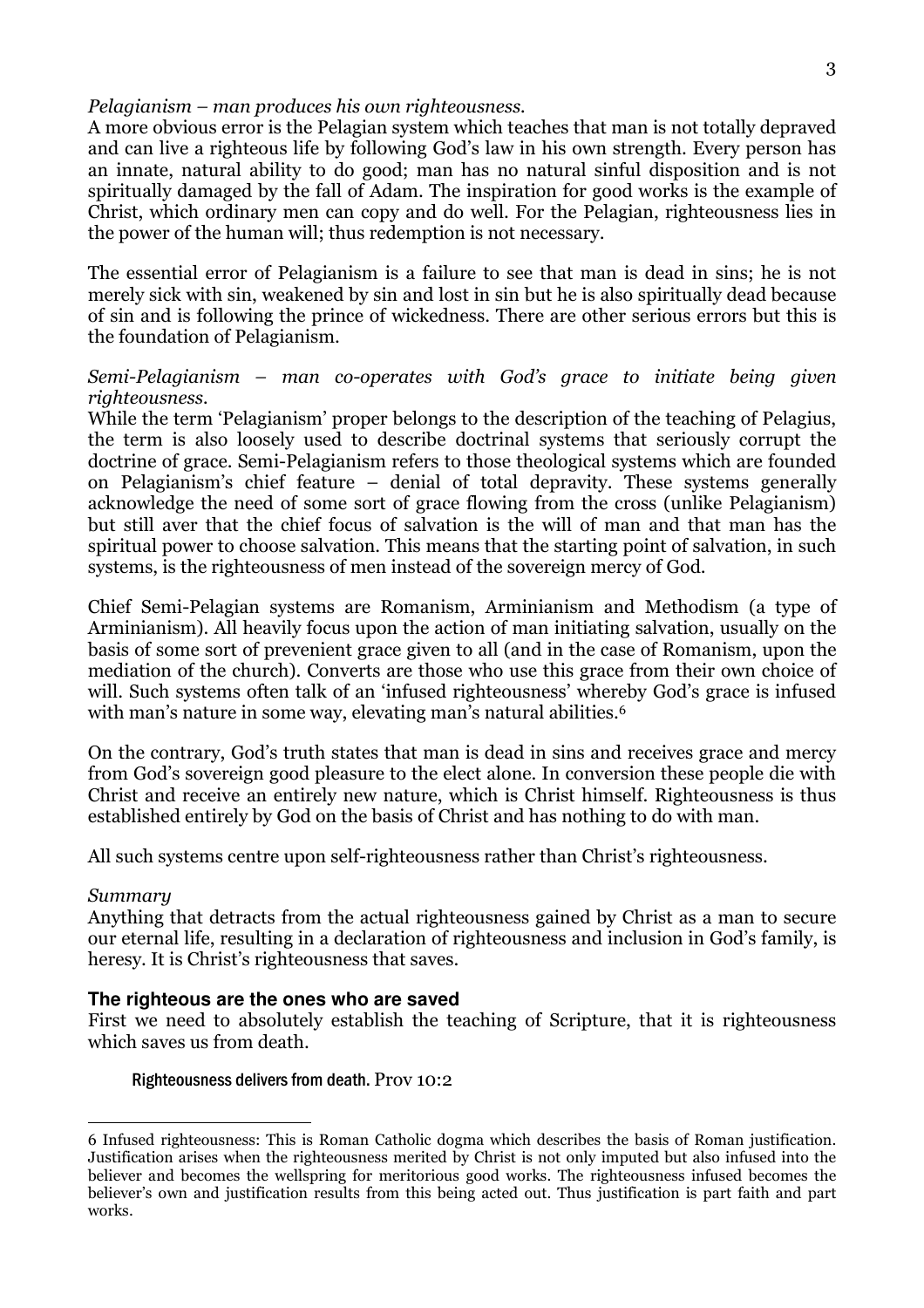*Pelagianism – man produces his own righteousness.*
A more obvious error is the Pelagian system which teaches that man is not totally depraved and can live a righteous life by following God's law in his own strength. Every person has an innate, natural ability to do good; man has no natural sinful disposition and is not spiritually damaged by the fall of Adam. The inspiration for good works is the example of Christ, which ordinary men can copy and do well. For the Pelagian, righteousness lies in the power of the human will; thus redemption is not necessary.

The essential error of Pelagianism is a failure to see that man is dead in sins; he is not merely sick with sin, weakened by sin and lost in sin but he is also spiritually dead because of sin and is following the prince of wickedness. There are other serious errors but this is the foundation of Pelagianism.

*Semi-Pelagianism – man co-operates with God's grace to initiate being given righteousness.*
While the term 'Pelagianism' proper belongs to the description of the teaching of Pelagius, the term is also loosely used to describe doctrinal systems that seriously corrupt the doctrine of grace. Semi-Pelagianism refers to those theological systems which are founded on Pelagianism's chief feature – denial of total depravity. These systems generally acknowledge the need of some sort of grace flowing from the cross (unlike Pelagianism) but still aver that the chief focus of salvation is the will of man and that man has the spiritual power to choose salvation. This means that the starting point of salvation, in such systems, is the righteousness of men instead of the sovereign mercy of God.

Chief Semi-Pelagian systems are Romanism, Arminianism and Methodism (a type of Arminianism). All heavily focus upon the action of man initiating salvation, usually on the basis of some sort of prevenient grace given to all (and in the case of Romanism, upon the mediation of the church). Converts are those who use this grace from their own choice of will. Such systems often talk of an 'infused righteousness' whereby God's grace is infused with man's nature in some way, elevating man's natural abilities.[6]

On the contrary, God's truth states that man is dead in sins and receives grace and mercy from God's sovereign good pleasure to the elect alone. In conversion these people die with Christ and receive an entirely new nature, which is Christ himself. Righteousness is thus established entirely by God on the basis of Christ and has nothing to do with man.

All such systems centre upon self-righteousness rather than Christ's righteousness.

*Summary*
Anything that detracts from the actual righteousness gained by Christ as a man to secure our eternal life, resulting in a declaration of righteousness and inclusion in God's family, is heresy. It is Christ's righteousness that saves.

## The righteous are the ones who are saved

First we need to absolutely establish the teaching of Scripture, that it is righteousness which saves us from death.

> Righteousness delivers from death. Prov 10:2

---

6 Infused righteousness: This is Roman Catholic dogma which describes the basis of Roman justification. Justification arises when the righteousness merited by Christ is not only imputed but also infused into the believer and becomes the wellspring for meritorious good works. The righteousness infused becomes the believer's own and justification results from this being acted out. Thus justification is part faith and part works.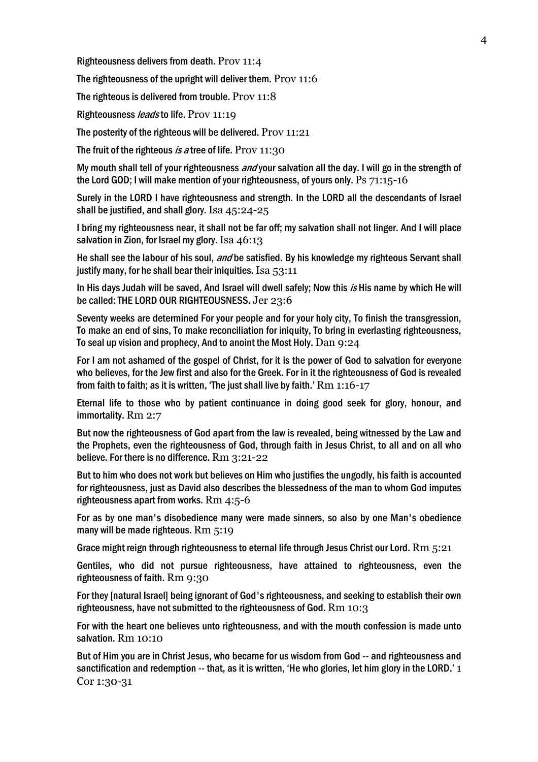Righteousness delivers from death. Prov 11:4

The righteousness of the upright will deliver them. Prov 11:6

The righteous is delivered from trouble. Prov 11:8

Righteousness *leads* to life. Prov 11:19

The posterity of the righteous will be delivered. Prov 11:21

The fruit of the righteous *is a* tree of life. Prov 11:30

My mouth shall tell of your righteousness *and* your salvation all the day. I will go in the strength of the Lord GOD; I will make mention of your righteousness, of yours only. Ps 71:15-16

Surely in the LORD I have righteousness and strength. In the LORD all the descendants of Israel shall be justified, and shall glory. Isa 45:24-25

I bring my righteousness near, it shall not be far off; my salvation shall not linger. And I will place salvation in Zion, for Israel my glory. Isa 46:13

He shall see the labour of his soul, *and* be satisfied. By his knowledge my righteous Servant shall justify many, for he shall bear their iniquities. Isa 53:11

In His days Judah will be saved, And Israel will dwell safely; Now this *is* His name by which He will be called: THE LORD OUR RIGHTEOUSNESS. Jer 23:6

Seventy weeks are determined For your people and for your holy city, To finish the transgression, To make an end of sins, To make reconciliation for iniquity, To bring in everlasting righteousness, To seal up vision and prophecy, And to anoint the Most Holy. Dan 9:24

For I am not ashamed of the gospel of Christ, for it is the power of God to salvation for everyone who believes, for the Jew first and also for the Greek. For in it the righteousness of God is revealed from faith to faith; as it is written, 'The just shall live by faith.' Rm 1:16-17

Eternal life to those who by patient continuance in doing good seek for glory, honour, and immortality. Rm 2:7

But now the righteousness of God apart from the law is revealed, being witnessed by the Law and the Prophets, even the righteousness of God, through faith in Jesus Christ, to all and on all who believe. For there is no difference. Rm 3:21-22

But to him who does not work but believes on Him who justifies the ungodly, his faith is accounted for righteousness, just as David also describes the blessedness of the man to whom God imputes righteousness apart from works. Rm 4:5-6

For as by one man's disobedience many were made sinners, so also by one Man's obedience many will be made righteous. Rm 5:19

Grace might reign through righteousness to eternal life through Jesus Christ our Lord. Rm 5:21

Gentiles, who did not pursue righteousness, have attained to righteousness, even the righteousness of faith. Rm 9:30

For they [natural Israel] being ignorant of God's righteousness, and seeking to establish their own righteousness, have not submitted to the righteousness of God. Rm 10:3

For with the heart one believes unto righteousness, and with the mouth confession is made unto salvation. Rm 10:10

But of Him you are in Christ Jesus, who became for us wisdom from God -- and righteousness and sanctification and redemption -- that, as it is written, 'He who glories, let him glory in the LORD.' 1 Cor 1:30-31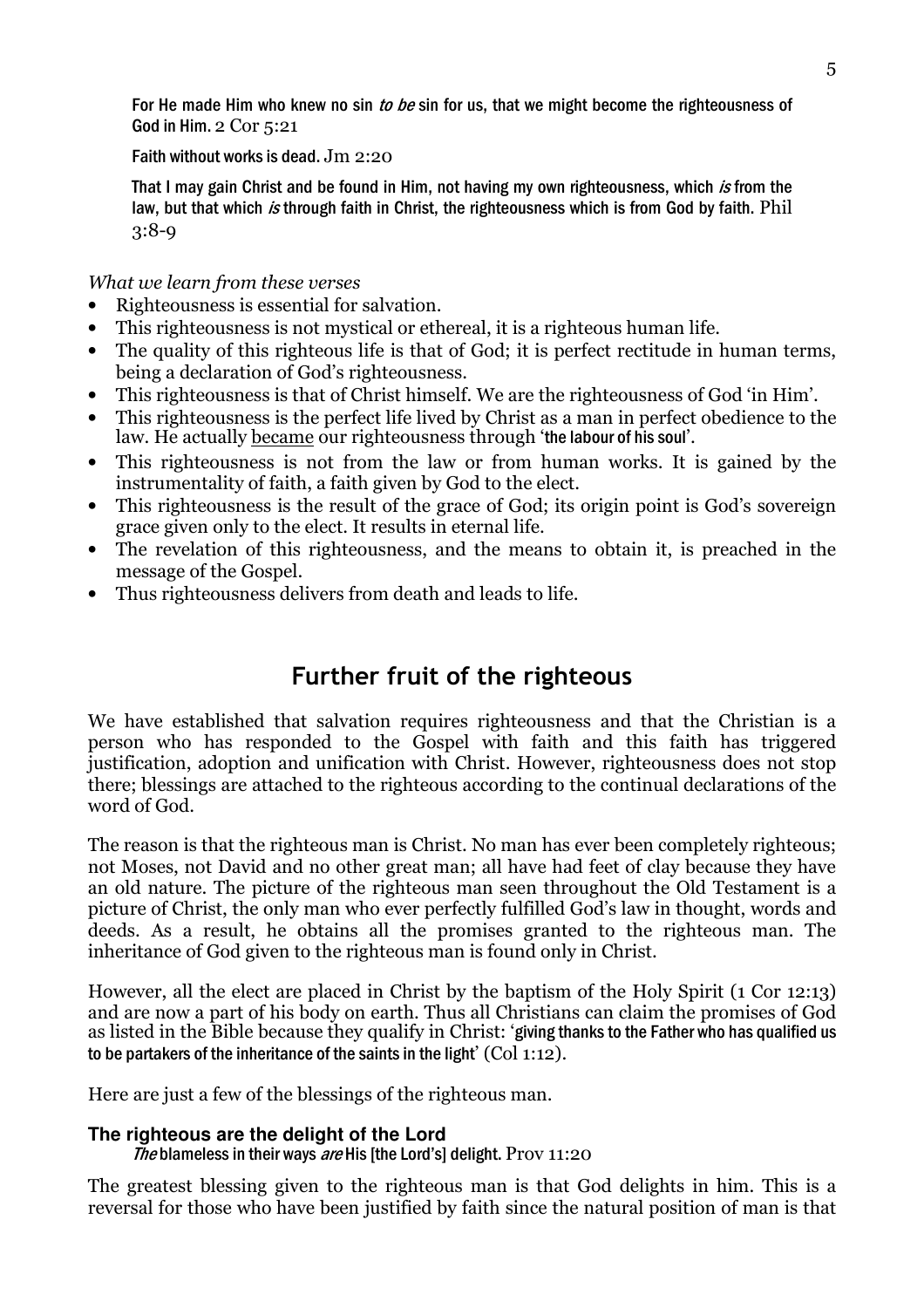For He made Him who knew no sin *to be* sin for us, that we might become the righteousness of God in Him. 2 Cor 5:21

Faith without works is dead. Jm 2:20

That I may gain Christ and be found in Him, not having my own righteousness, which *is* from the law, but that which *is* through faith in Christ, the righteousness which is from God by faith. Phil 3:8-9

*What we learn from these verses*

- Righteousness is essential for salvation.
- This righteousness is not mystical or ethereal, it is a righteous human life.
- The quality of this righteous life is that of God; it is perfect rectitude in human terms, being a declaration of God's righteousness.
- This righteousness is that of Christ himself. We are the righteousness of God 'in Him'.
- This righteousness is the perfect life lived by Christ as a man in perfect obedience to the law. He actually became our righteousness through 'the labour of his soul'.
- This righteousness is not from the law or from human works. It is gained by the instrumentality of faith, a faith given by God to the elect.
- This righteousness is the result of the grace of God; its origin point is God's sovereign grace given only to the elect. It results in eternal life.
- The revelation of this righteousness, and the means to obtain it, is preached in the message of the Gospel.
- Thus righteousness delivers from death and leads to life.

## Further fruit of the righteous

We have established that salvation requires righteousness and that the Christian is a person who has responded to the Gospel with faith and this faith has triggered justification, adoption and unification with Christ. However, righteousness does not stop there; blessings are attached to the righteous according to the continual declarations of the word of God.

The reason is that the righteous man is Christ. No man has ever been completely righteous; not Moses, not David and no other great man; all have had feet of clay because they have an old nature. The picture of the righteous man seen throughout the Old Testament is a picture of Christ, the only man who ever perfectly fulfilled God's law in thought, words and deeds. As a result, he obtains all the promises granted to the righteous man. The inheritance of God given to the righteous man is found only in Christ.

However, all the elect are placed in Christ by the baptism of the Holy Spirit (1 Cor 12:13) and are now a part of his body on earth. Thus all Christians can claim the promises of God as listed in the Bible because they qualify in Christ: 'giving thanks to the Father who has qualified us to be partakers of the inheritance of the saints in the light' (Col 1:12).

Here are just a few of the blessings of the righteous man.

### The righteous are the delight of the Lord

*The* blameless in their ways *are* His [the Lord's] delight. Prov 11:20

The greatest blessing given to the righteous man is that God delights in him. This is a reversal for those who have been justified by faith since the natural position of man is that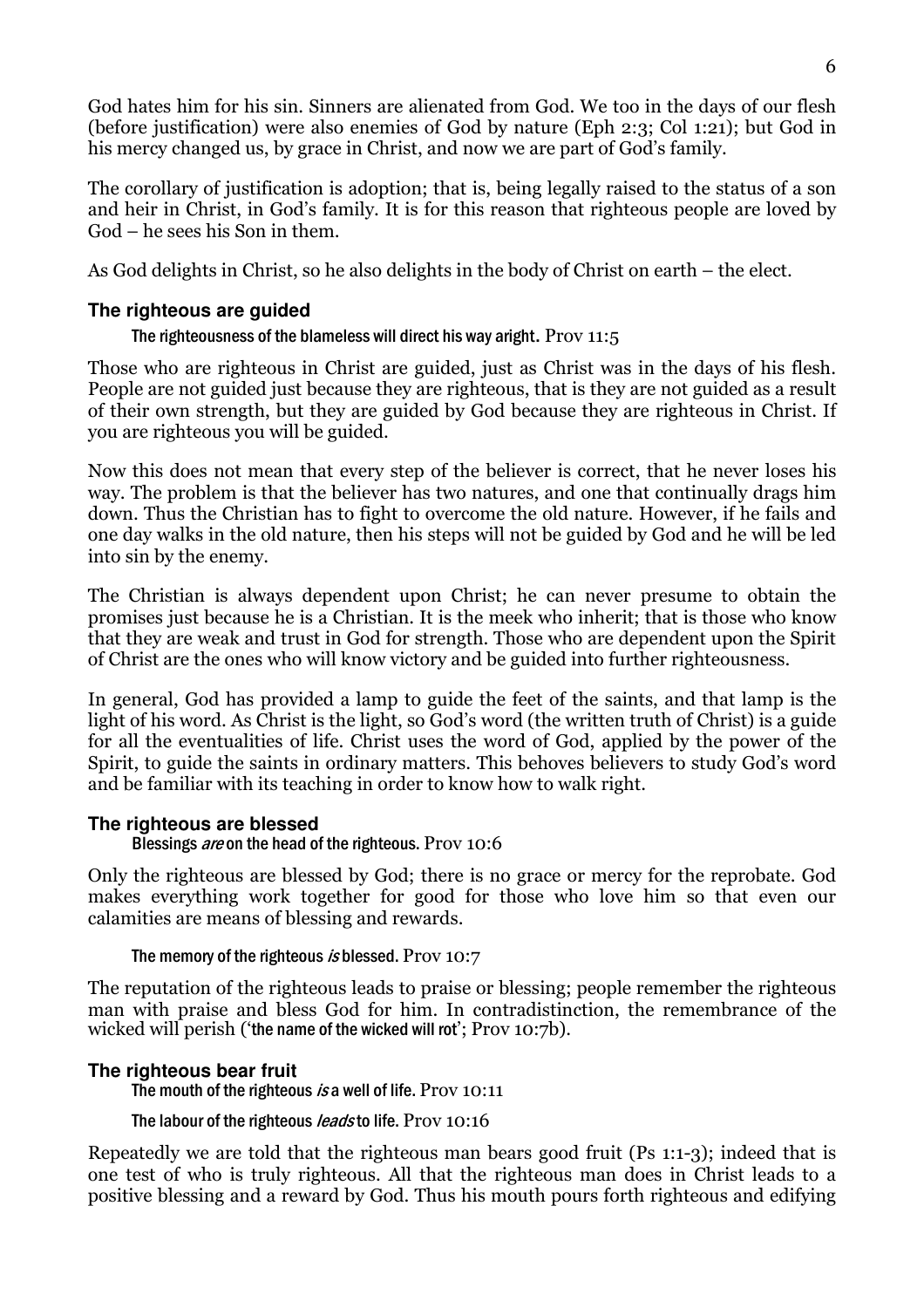God hates him for his sin. Sinners are alienated from God. We too in the days of our flesh (before justification) were also enemies of God by nature (Eph 2:3; Col 1:21); but God in his mercy changed us, by grace in Christ, and now we are part of God's family.

The corollary of justification is adoption; that is, being legally raised to the status of a son and heir in Christ, in God's family. It is for this reason that righteous people are loved by God – he sees his Son in them.

As God delights in Christ, so he also delights in the body of Christ on earth – the elect.

### The righteous are guided

> The righteousness of the blameless will direct his way aright. Prov 11:5

Those who are righteous in Christ are guided, just as Christ was in the days of his flesh. People are not guided just because they are righteous, that is they are not guided as a result of their own strength, but they are guided by God because they are righteous in Christ. If you are righteous you will be guided.

Now this does not mean that every step of the believer is correct, that he never loses his way. The problem is that the believer has two natures, and one that continually drags him down. Thus the Christian has to fight to overcome the old nature. However, if he fails and one day walks in the old nature, then his steps will not be guided by God and he will be led into sin by the enemy.

The Christian is always dependent upon Christ; he can never presume to obtain the promises just because he is a Christian. It is the meek who inherit; that is those who know that they are weak and trust in God for strength. Those who are dependent upon the Spirit of Christ are the ones who will know victory and be guided into further righteousness.

In general, God has provided a lamp to guide the feet of the saints, and that lamp is the light of his word. As Christ is the light, so God's word (the written truth of Christ) is a guide for all the eventualities of life. Christ uses the word of God, applied by the power of the Spirit, to guide the saints in ordinary matters. This behoves believers to study God's word and be familiar with its teaching in order to know how to walk right.

### The righteous are blessed

> Blessings *are* on the head of the righteous. Prov 10:6

Only the righteous are blessed by God; there is no grace or mercy for the reprobate. God makes everything work together for good for those who love him so that even our calamities are means of blessing and rewards.

> The memory of the righteous *is* blessed. Prov 10:7

The reputation of the righteous leads to praise or blessing; people remember the righteous man with praise and bless God for him. In contradistinction, the remembrance of the wicked will perish ('the name of the wicked will rot'; Prov 10:7b).

### The righteous bear fruit

> The mouth of the righteous *is* a well of life. Prov 10:11
>
> The labour of the righteous *leads* to life. Prov 10:16

Repeatedly we are told that the righteous man bears good fruit (Ps 1:1-3); indeed that is one test of who is truly righteous. All that the righteous man does in Christ leads to a positive blessing and a reward by God. Thus his mouth pours forth righteous and edifying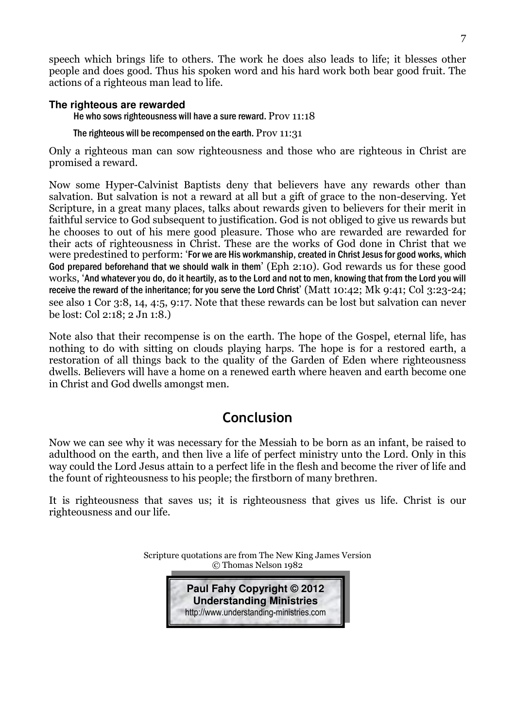speech which brings life to others. The work he does also leads to life; it blesses other people and does good. Thus his spoken word and his hard work both bear good fruit. The actions of a righteous man lead to life.

### The righteous are rewarded

> He who sows righteousness will have a sure reward. Prov 11:18
>
> The righteous will be recompensed on the earth. Prov 11:31

Only a righteous man can sow righteousness and those who are righteous in Christ are promised a reward.

Now some Hyper-Calvinist Baptists deny that believers have any rewards other than salvation. But salvation is not a reward at all but a gift of grace to the non-deserving. Yet Scripture, in a great many places, talks about rewards given to believers for their merit in faithful service to God subsequent to justification. God is not obliged to give us rewards but he chooses to out of his mere good pleasure. Those who are rewarded are rewarded for their acts of righteousness in Christ. These are the works of God done in Christ that we were predestined to perform: 'For we are His workmanship, created in Christ Jesus for good works, which God prepared beforehand that we should walk in them' (Eph 2:10). God rewards us for these good works, 'And whatever you do, do it heartily, as to the Lord and not to men, knowing that from the Lord you will receive the reward of the inheritance; for you serve the Lord Christ' (Matt 10:42; Mk 9:41; Col 3:23-24; see also 1 Cor 3:8, 14, 4:5, 9:17. Note that these rewards can be lost but salvation can never be lost: Col 2:18; 2 Jn 1:8.)

Note also that their recompense is on the earth. The hope of the Gospel, eternal life, has nothing to do with sitting on clouds playing harps. The hope is for a restored earth, a restoration of all things back to the quality of the Garden of Eden where righteousness dwells. Believers will have a home on a renewed earth where heaven and earth become one in Christ and God dwells amongst men.

## Conclusion

Now we can see why it was necessary for the Messiah to be born as an infant, be raised to adulthood on the earth, and then live a life of perfect ministry unto the Lord. Only in this way could the Lord Jesus attain to a perfect life in the flesh and become the river of life and the fount of righteousness to his people; the firstborn of many brethren.

It is righteousness that saves us; it is righteousness that gives us life. Christ is our righteousness and our life.

Scripture quotations are from The New King James Version
© Thomas Nelson 1982

**Paul Fahy Copyright © 2012**
**Understanding Ministries**
http://www.understanding-ministries.com